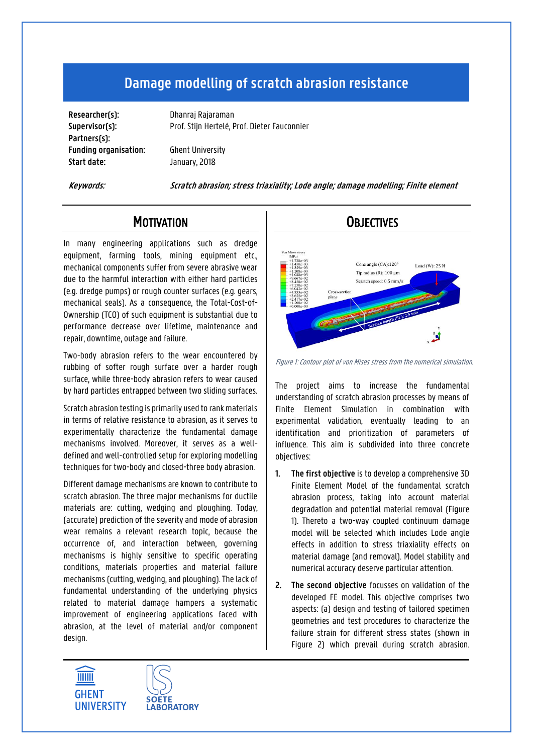# Damage modelling of scratch abrasion resistance

**Researcher(s):** Dhanraj Rajaraman
**Supervisor(s):** Prof. Stijn Hertelé, Prof. Dieter Fauconnier
**Partners(s):**
**Funding organisation:** Ghent University
**Start date:** January, 2018

***Keywords:*** ***Scratch abrasion; stress triaxiality; Lode angle; damage modelling; Finite element***

## Motivation

In many engineering applications such as dredge equipment, farming tools, mining equipment etc., mechanical components suffer from severe abrasive wear due to the harmful interaction with either hard particles (e.g. dredge pumps) or rough counter surfaces (e.g. gears, mechanical seals). As a consequence, the Total-Cost-of-Ownership (TCO) of such equipment is substantial due to performance decrease over lifetime, maintenance and repair, downtime, outage and failure.

Two-body abrasion refers to the wear encountered by rubbing of softer rough surface over a harder rough surface, while three-body abrasion refers to wear caused by hard particles entrapped between two sliding surfaces.

Scratch abrasion testing is primarily used to rank materials in terms of relative resistance to abrasion, as it serves to experimentally characterize the fundamental damage mechanisms involved. Moreover, it serves as a well-defined and well-controlled setup for exploring modelling techniques for two-body and closed-three body abrasion.

Different damage mechanisms are known to contribute to scratch abrasion. The three major mechanisms for ductile materials are: cutting, wedging and ploughing. Today, (accurate) prediction of the severity and mode of abrasion wear remains a relevant research topic, because the occurrence of, and interaction between, governing mechanisms is highly sensitive to specific operating conditions, materials properties and material failure mechanisms (cutting, wedging, and ploughing). The lack of fundamental understanding of the underlying physics related to material damage hampers a systematic improvement of engineering applications faced with abrasion, at the level of material and/or component design.

## Objectives

*Figure 1: Contour plot of von Mises stress from the numerical simulation.*

The project aims to increase the fundamental understanding of scratch abrasion processes by means of Finite Element Simulation in combination with experimental validation, eventually leading to an identification and prioritization of parameters of influence. This aim is subdivided into three concrete objectives:

1. **The first objective** is to develop a comprehensive 3D Finite Element Model of the fundamental scratch abrasion process, taking into account material degradation and potential material removal (Figure 1). Thereto a two-way coupled continuum damage model will be selected which includes Lode angle effects in addition to stress triaxiality effects on material damage (and removal). Model stability and numerical accuracy deserve particular attention.
2. **The second objective** focusses on validation of the developed FE model. This objective comprises two aspects: (a) design and testing of tailored specimen geometries and test procedures to characterize the failure strain for different stress states (shown in Figure 2) which prevail during scratch abrasion.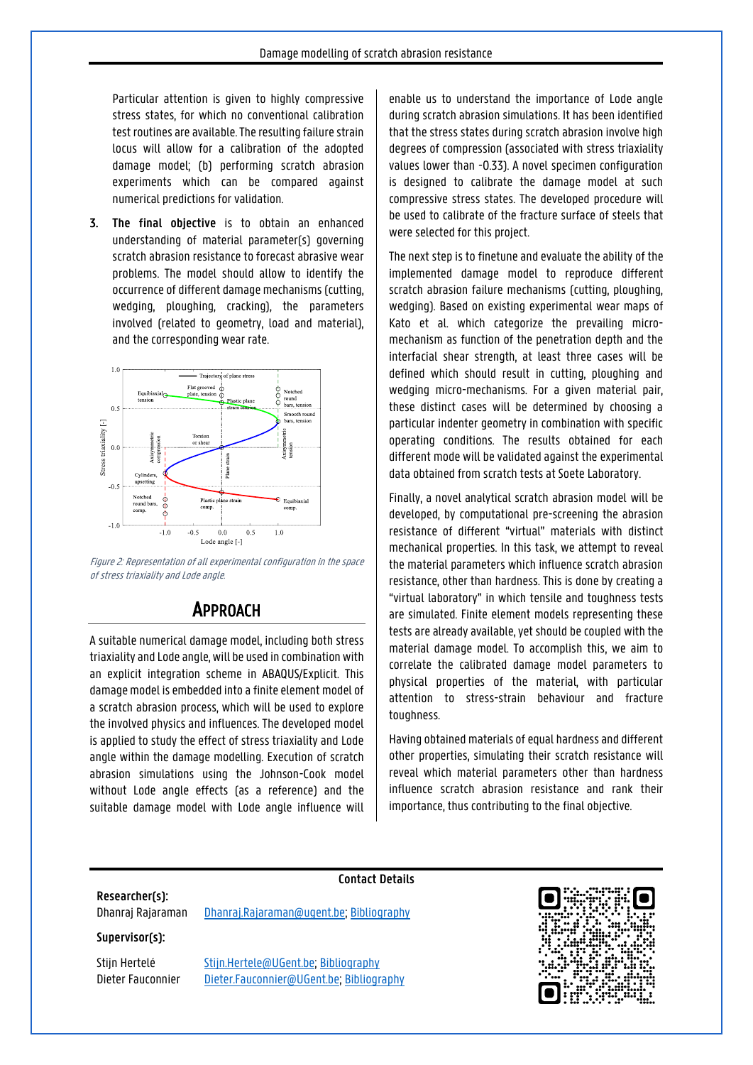Particular attention is given to highly compressive stress states, for which no conventional calibration test routines are available. The resulting failure strain locus will allow for a calibration of the adopted damage model; (b) performing scratch abrasion experiments which can be compared against numerical predictions for validation.

3. **The final objective** is to obtain an enhanced understanding of material parameter(s) governing scratch abrasion resistance to forecast abrasive wear problems. The model should allow to identify the occurrence of different damage mechanisms (cutting, wedging, ploughing, cracking), the parameters involved (related to geometry, load and material), and the corresponding wear rate.

Trajectory of plane stress
Equibiaxial tension
Flat grooved plate, tension
Plastic plane strain tension
Notched round bars, tension
Smooth round bars, tension
Torsion or shear
Axisymmetric compression
Axisymmetric tension
Plane strain
Cylinders, upsetting
Notched round bars, comp.
Plastic plane strain comp.
Equibiaxial comp.
Stress triaxiality [-]
Lode angle [-]
1.0
0.5
0.0
-0.5
-1.0
-1.0
-0.5
0.0
0.5
1.0

*Figure 2: Representation of all experimental configuration in the space of stress triaxiality and Lode angle.*

## Approach

A suitable numerical damage model, including both stress triaxiality and Lode angle, will be used in combination with an explicit integration scheme in ABAQUS/Explicit. This damage model is embedded into a finite element model of a scratch abrasion process, which will be used to explore the involved physics and influences. The developed model is applied to study the effect of stress triaxiality and Lode angle within the damage modelling. Execution of scratch abrasion simulations using the Johnson-Cook model without Lode angle effects (as a reference) and the suitable damage model with Lode angle influence will enable us to understand the importance of Lode angle during scratch abrasion simulations. It has been identified that the stress states during scratch abrasion involve high degrees of compression (associated with stress triaxiality values lower than -0.33). A novel specimen configuration is designed to calibrate the damage model at such compressive stress states. The developed procedure will be used to calibrate of the fracture surface of steels that were selected for this project.

The next step is to finetune and evaluate the ability of the implemented damage model to reproduce different scratch abrasion failure mechanisms (cutting, ploughing, wedging). Based on existing experimental wear maps of Kato et al. which categorize the prevailing micro-mechanism as function of the penetration depth and the interfacial shear strength, at least three cases will be defined which should result in cutting, ploughing and wedging micro-mechanisms. For a given material pair, these distinct cases will be determined by choosing a particular indenter geometry in combination with specific operating conditions. The results obtained for each different mode will be validated against the experimental data obtained from scratch tests at Soete Laboratory.

Finally, a novel analytical scratch abrasion model will be developed, by computational pre-screening the abrasion resistance of different “virtual” materials with distinct mechanical properties. In this task, we attempt to reveal the material parameters which influence scratch abrasion resistance, other than hardness. This is done by creating a “virtual laboratory” in which tensile and toughness tests are simulated. Finite element models representing these tests are already available, yet should be coupled with the material damage model. To accomplish this, we aim to correlate the calibrated damage model parameters to physical properties of the material, with particular attention to stress-strain behaviour and fracture toughness.

Having obtained materials of equal hardness and different other properties, simulating their scratch resistance will reveal which material parameters other than hardness influence scratch abrasion resistance and rank their importance, thus contributing to the final objective.

**Contact Details**

**Researcher(s):**
Dhanraj Rajaraman — Dhanraj.Rajaraman@ugent.be; Bibliography

**Supervisor(s):**
Stijn Hertelé — Stijn.Hertele@UGent.be; Bibliography
Dieter Fauconnier — Dieter.Fauconnier@UGent.be; Bibliography